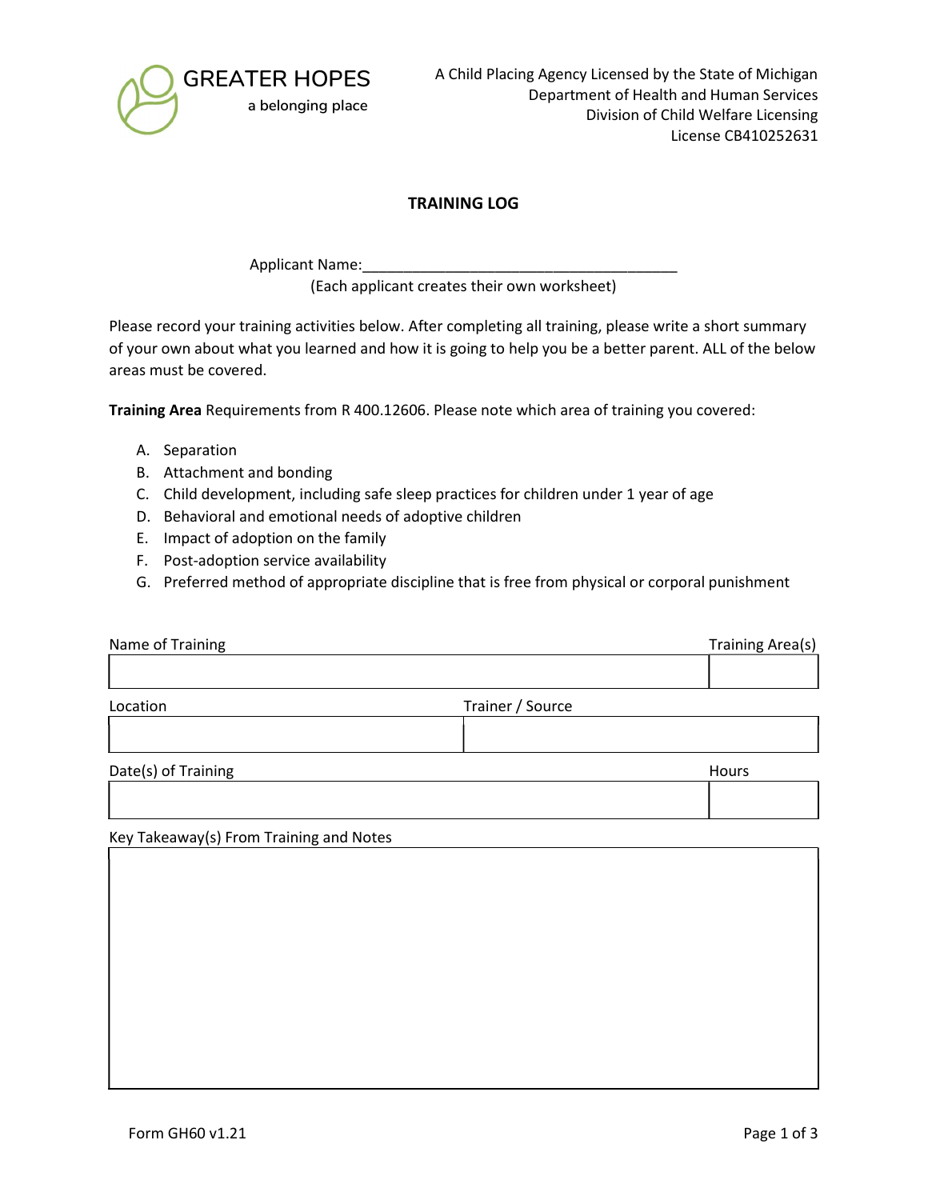GREATER HOPES
a belonging place

A Child Placing Agency Licensed by the State of Michigan
Department of Health and Human Services
Division of Child Welfare Licensing
License CB410252631

## TRAINING LOG

Applicant Name:______________________________________
(Each applicant creates their own worksheet)

Please record your training activities below. After completing all training, please write a short summary of your own about what you learned and how it is going to help you be a better parent. ALL of the below areas must be covered.

**Training Area** Requirements from R 400.12606. Please note which area of training you covered:

A. Separation
B. Attachment and bonding
C. Child development, including safe sleep practices for children under 1 year of age
D. Behavioral and emotional needs of adoptive children
E. Impact of adoption on the family
F. Post-adoption service availability
G. Preferred method of appropriate discipline that is free from physical or corporal punishment

| Name of Training | Training Area(s) |
| --- | --- |
| | |

| Location | Trainer / Source |
| --- | --- |
| | |

| Date(s) of Training | Hours |
| --- | --- |
| | |

| Key Takeaway(s) From Training and Notes |
| --- |
| |

Form GH60 v1.21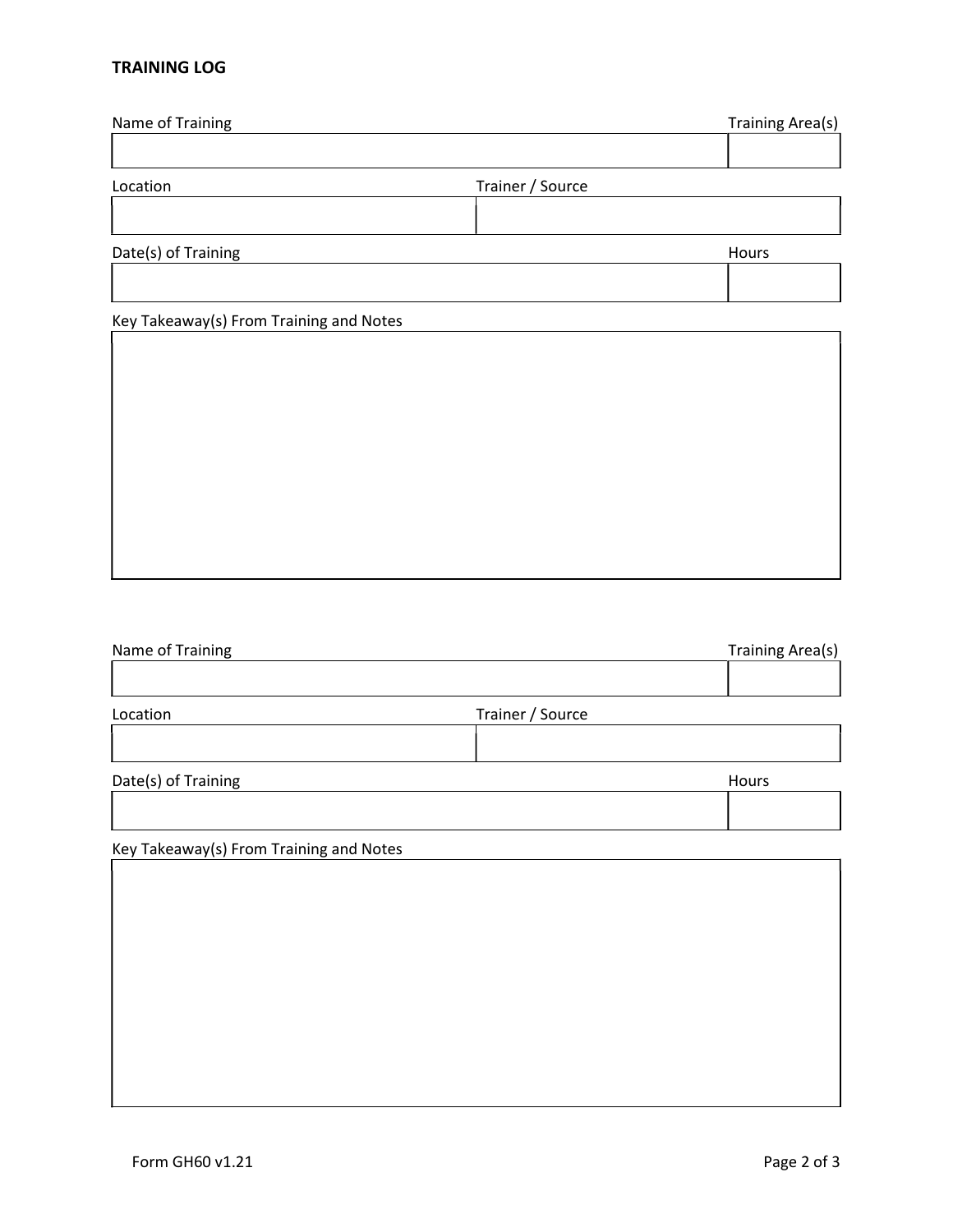**TRAINING LOG**

Name of Training

Training Area(s)

Location

Trainer / Source

Date(s) of Training

Hours

Key Takeaway(s) From Training and Notes

Name of Training

Training Area(s)

Location

Trainer / Source

Date(s) of Training

Hours

Key Takeaway(s) From Training and Notes

Form GH60 v1.21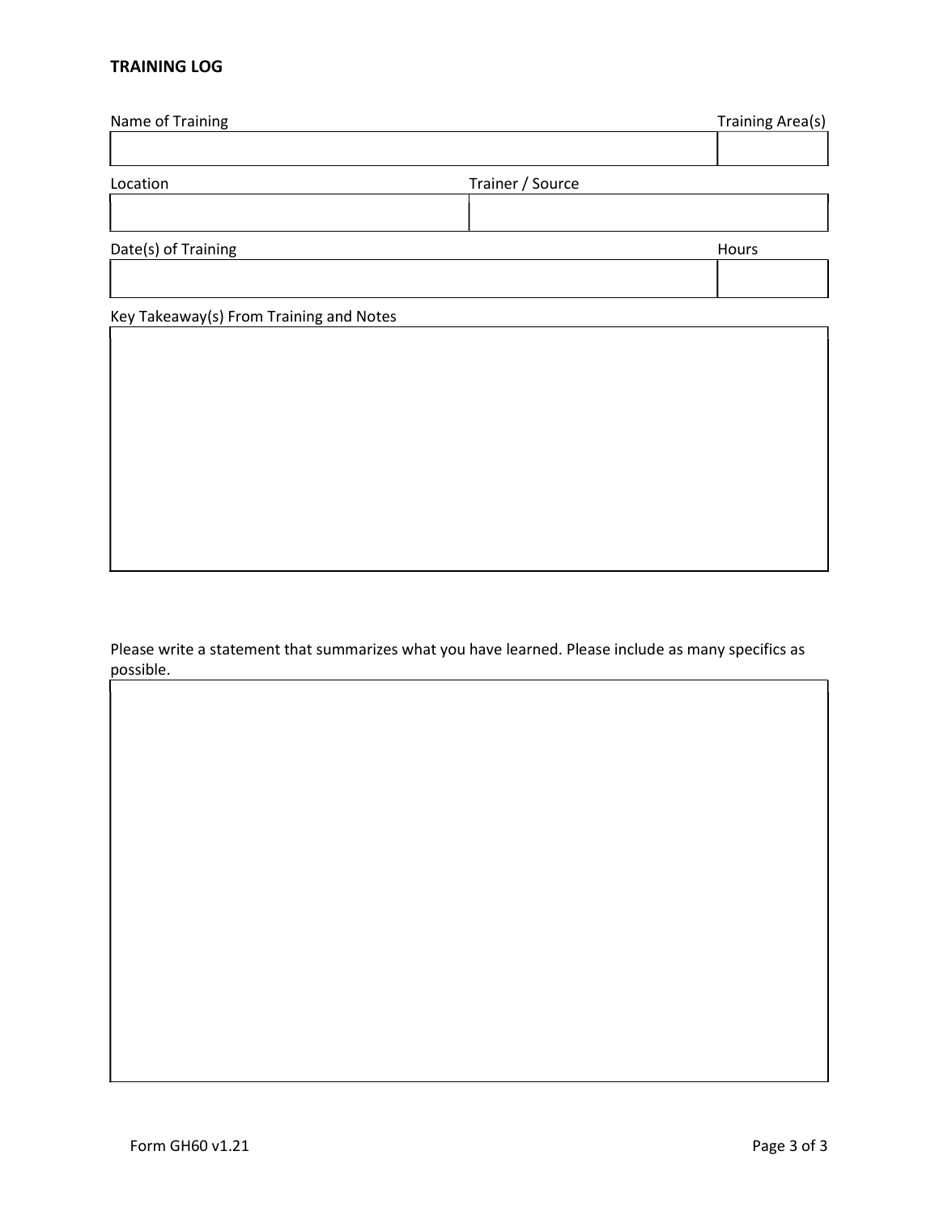**TRAINING LOG**

| Name of Training | Training Area(s) |
|---|---|
| | |

| Location | Trainer / Source |
|---|---|
| | |

| Date(s) of Training | Hours |
|---|---|
| | |

Key Takeaway(s) From Training and Notes

| |
|---|
| |

Please write a statement that summarizes what you have learned. Please include as many specifics as possible.

| |
|---|
| |

Form GH60 v1.21